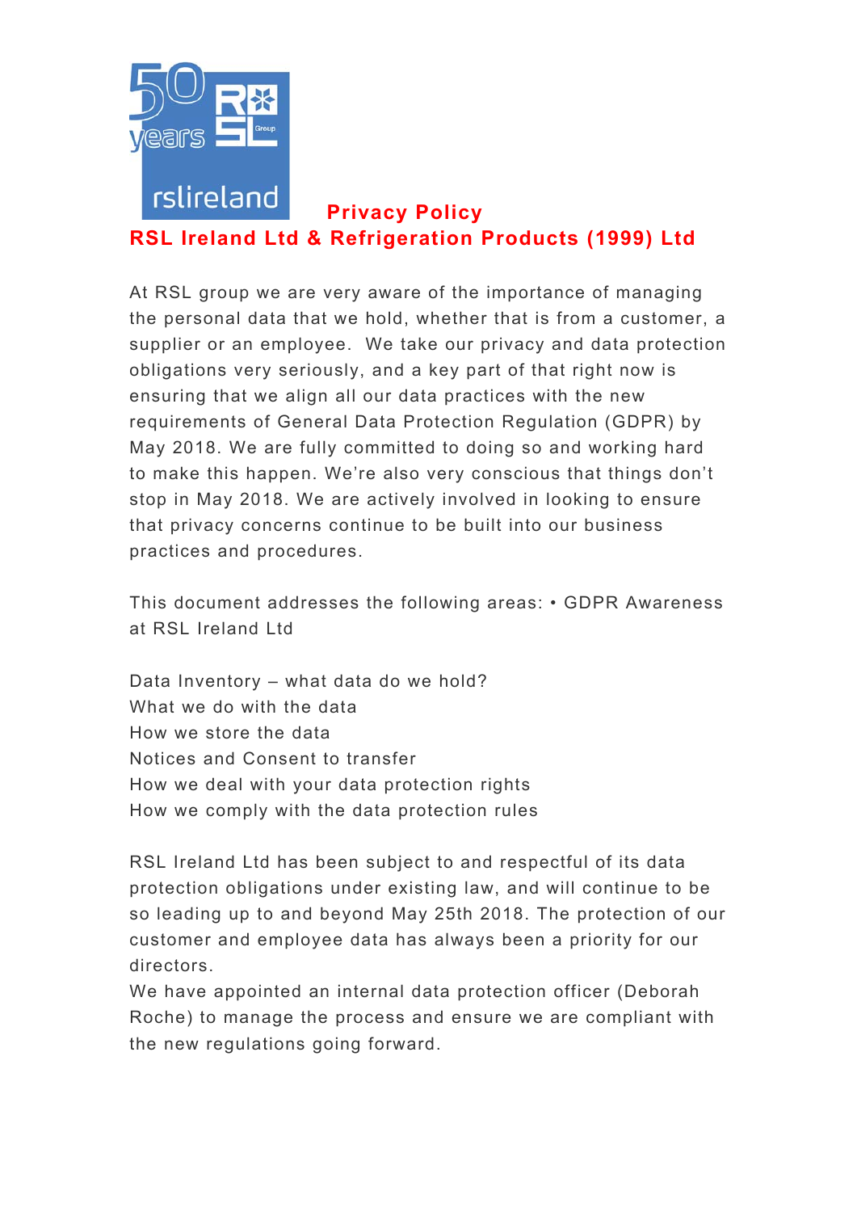# Privacy Policy

## RSL Ireland Ltd & Refrigeration Products (1999) Ltd

At RSL group we are very aware of the importance of managing the personal data that we hold, whether that is from a customer, a supplier or an employee. We take our privacy and data protection obligations very seriously, and a key part of that right now is ensuring that we align all our data practices with the new requirements of General Data Protection Regulation (GDPR) by May 2018. We are fully committed to doing so and working hard to make this happen. We're also very conscious that things don't stop in May 2018. We are actively involved in looking to ensure that privacy concerns continue to be built into our business practices and procedures.

This document addresses the following areas: • GDPR Awareness at RSL Ireland Ltd

Data Inventory – what data do we hold?
What we do with the data
How we store the data
Notices and Consent to transfer
How we deal with your data protection rights
How we comply with the data protection rules

RSL Ireland Ltd has been subject to and respectful of its data protection obligations under existing law, and will continue to be so leading up to and beyond May 25th 2018. The protection of our customer and employee data has always been a priority for our directors.
We have appointed an internal data protection officer (Deborah Roche) to manage the process and ensure we are compliant with the new regulations going forward.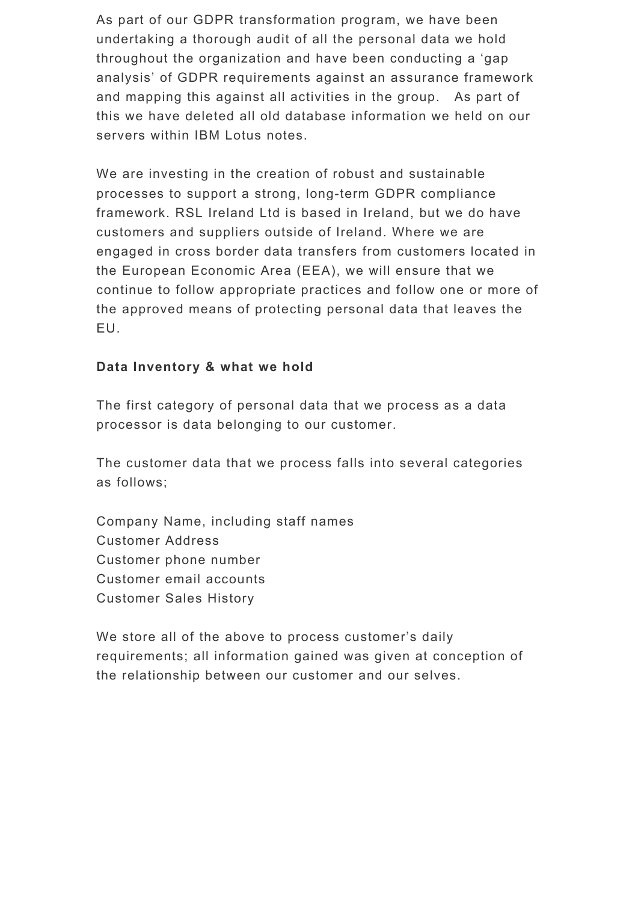As part of our GDPR transformation program, we have been undertaking a thorough audit of all the personal data we hold throughout the organization and have been conducting a 'gap analysis' of GDPR requirements against an assurance framework and mapping this against all activities in the group.   As part of this we have deleted all old database information we held on our servers within IBM Lotus notes.

We are investing in the creation of robust and sustainable processes to support a strong, long-term GDPR compliance framework. RSL Ireland Ltd is based in Ireland, but we do have customers and suppliers outside of Ireland. Where we are engaged in cross border data transfers from customers located in the European Economic Area (EEA), we will ensure that we continue to follow appropriate practices and follow one or more of the approved means of protecting personal data that leaves the EU.

**Data Inventory & what we hold**

The first category of personal data that we process as a data processor is data belonging to our customer.

The customer data that we process falls into several categories as follows;

Company Name, including staff names
Customer Address
Customer phone number
Customer email accounts
Customer Sales History

We store all of the above to process customer's daily requirements; all information gained was given at conception of the relationship between our customer and our selves.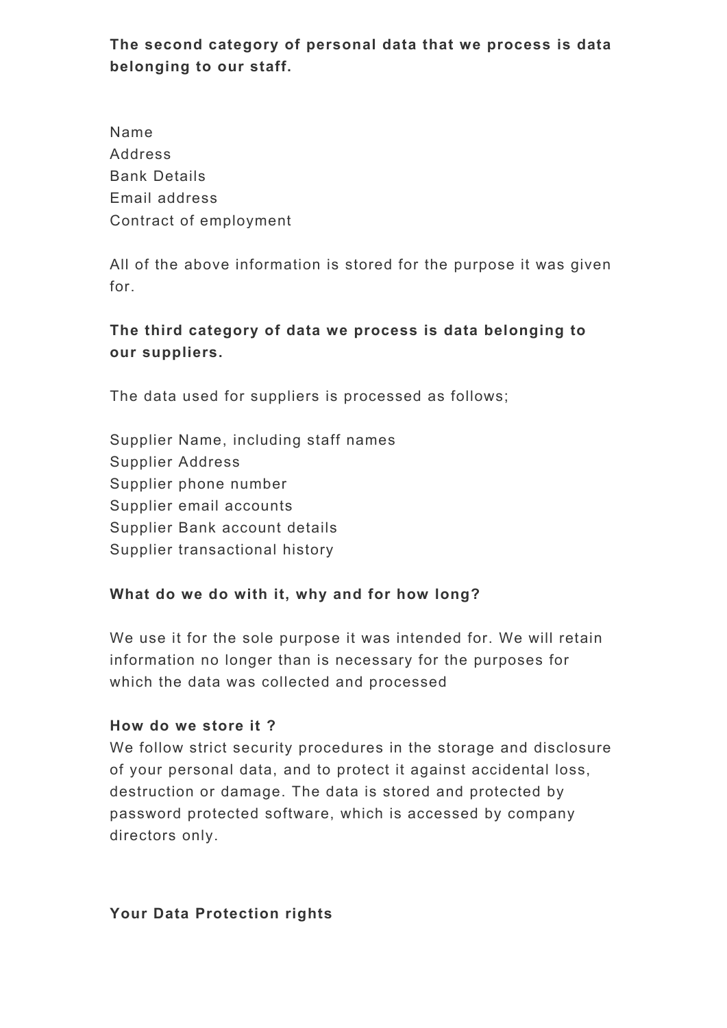**The second category of personal data that we process is data belonging to our staff.**

Name
Address
Bank Details
Email address
Contract of employment

All of the above information is stored for the purpose it was given for.

**The third category of data we process is data belonging to our suppliers.**

The data used for suppliers is processed as follows;

Supplier Name, including staff names
Supplier Address
Supplier phone number
Supplier email accounts
Supplier Bank account details
Supplier transactional history

**What do we do with it, why and for how long?**

We use it for the sole purpose it was intended for. We will retain information no longer than is necessary for the purposes for which the data was collected and processed

**How do we store it ?**
We follow strict security procedures in the storage and disclosure of your personal data, and to protect it against accidental loss, destruction or damage. The data is stored and protected by password protected software, which is accessed by company directors only.

**Your Data Protection rights**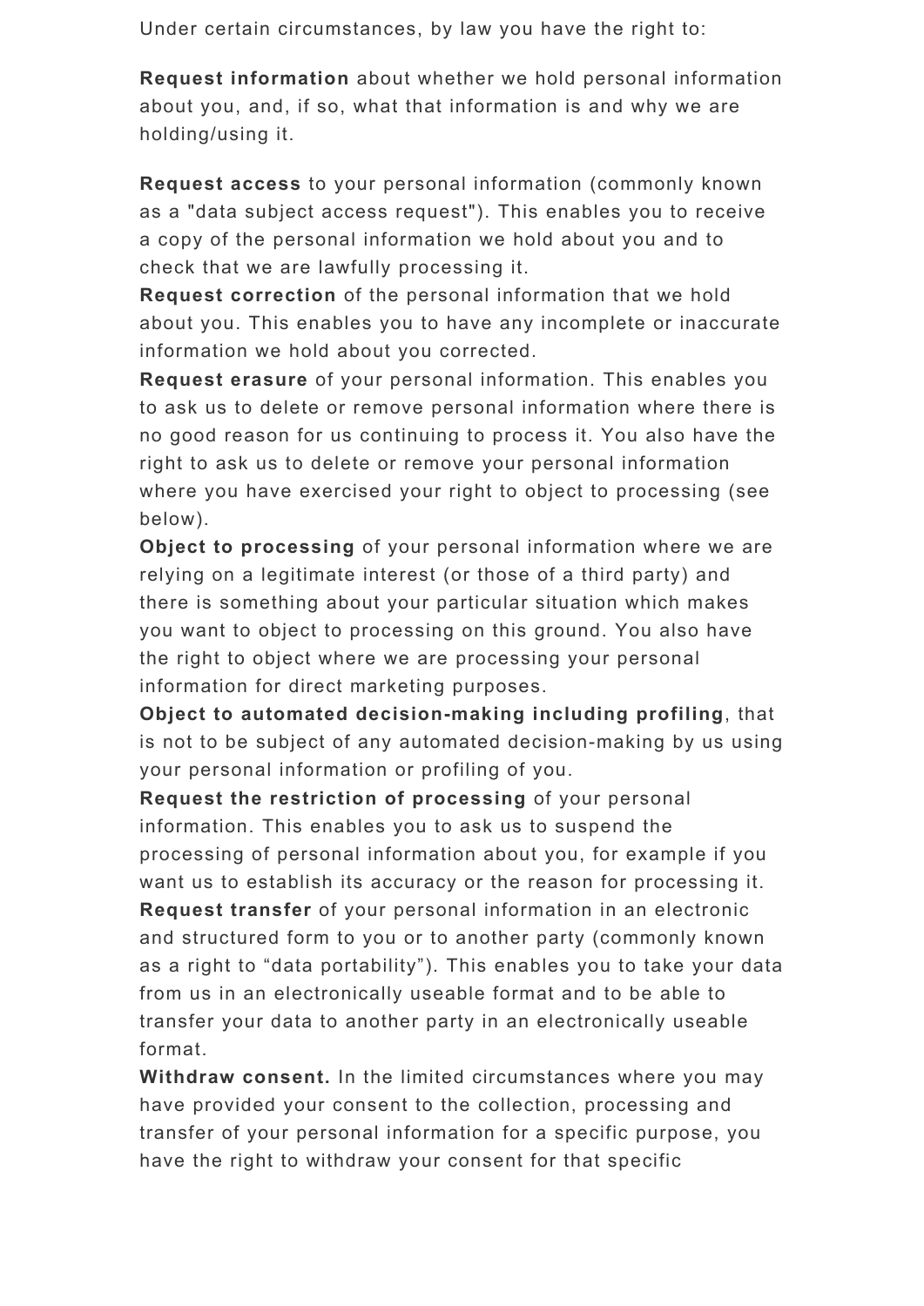Under certain circumstances, by law you have the right to:

**Request information** about whether we hold personal information about you, and, if so, what that information is and why we are holding/using it.

**Request access** to your personal information (commonly known as a "data subject access request"). This enables you to receive a copy of the personal information we hold about you and to check that we are lawfully processing it.

**Request correction** of the personal information that we hold about you. This enables you to have any incomplete or inaccurate information we hold about you corrected.

**Request erasure** of your personal information. This enables you to ask us to delete or remove personal information where there is no good reason for us continuing to process it. You also have the right to ask us to delete or remove your personal information where you have exercised your right to object to processing (see below).

**Object to processing** of your personal information where we are relying on a legitimate interest (or those of a third party) and there is something about your particular situation which makes you want to object to processing on this ground. You also have the right to object where we are processing your personal information for direct marketing purposes.

**Object to automated decision-making including profiling**, that is not to be subject of any automated decision-making by us using your personal information or profiling of you.

**Request the restriction of processing** of your personal information. This enables you to ask us to suspend the processing of personal information about you, for example if you want us to establish its accuracy or the reason for processing it.

**Request transfer** of your personal information in an electronic and structured form to you or to another party (commonly known as a right to “data portability”). This enables you to take your data from us in an electronically useable format and to be able to transfer your data to another party in an electronically useable format.

**Withdraw consent.** In the limited circumstances where you may have provided your consent to the collection, processing and transfer of your personal information for a specific purpose, you have the right to withdraw your consent for that specific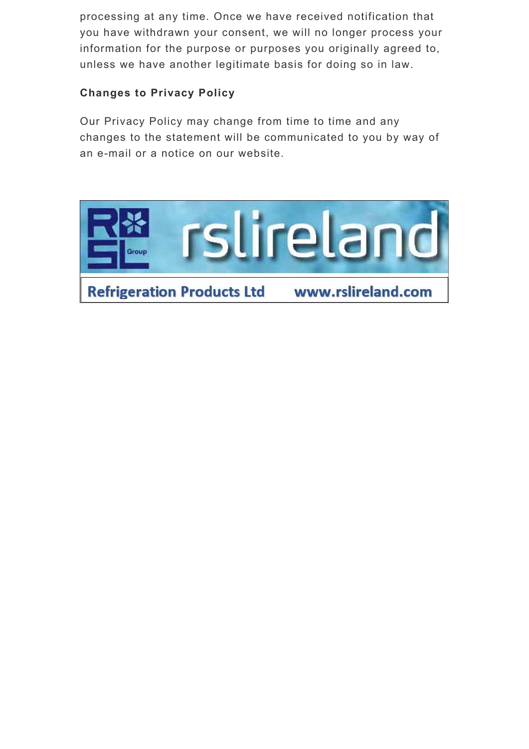processing at any time. Once we have received notification that you have withdrawn your consent, we will no longer process your information for the purpose or purposes you originally agreed to, unless we have another legitimate basis for doing so in law.

**Changes to Privacy Policy**

Our Privacy Policy may change from time to time and any changes to the statement will be communicated to you by way of an e-mail or a notice on our website.

rslireland

**Refrigeration Products Ltd** **www.rslireland.com**